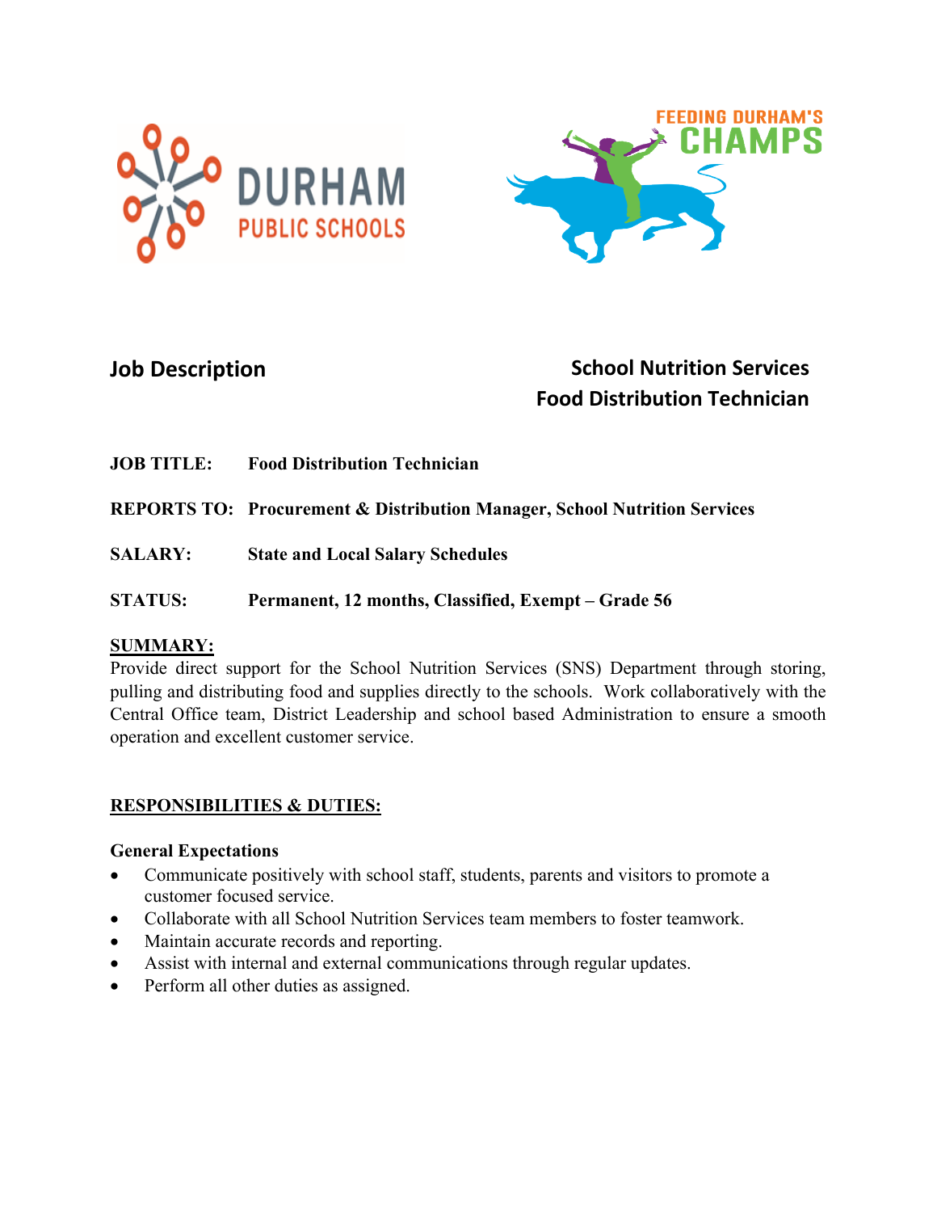DURHAM PUBLIC SCHOOLS

FEEDING DURHAM'S CHAMPS

## Job Description

## School Nutrition Services
## Food Distribution Technician

**JOB TITLE:** **Food Distribution Technician**

**REPORTS TO:** **Procurement & Distribution Manager, School Nutrition Services**

**SALARY:** **State and Local Salary Schedules**

**STATUS:** **Permanent, 12 months, Classified, Exempt – Grade 56**

**SUMMARY:**

Provide direct support for the School Nutrition Services (SNS) Department through storing, pulling and distributing food and supplies directly to the schools. Work collaboratively with the Central Office team, District Leadership and school based Administration to ensure a smooth operation and excellent customer service.

**RESPONSIBILITIES & DUTIES:**

**General Expectations**

- Communicate positively with school staff, students, parents and visitors to promote a customer focused service.
- Collaborate with all School Nutrition Services team members to foster teamwork.
- Maintain accurate records and reporting.
- Assist with internal and external communications through regular updates.
- Perform all other duties as assigned.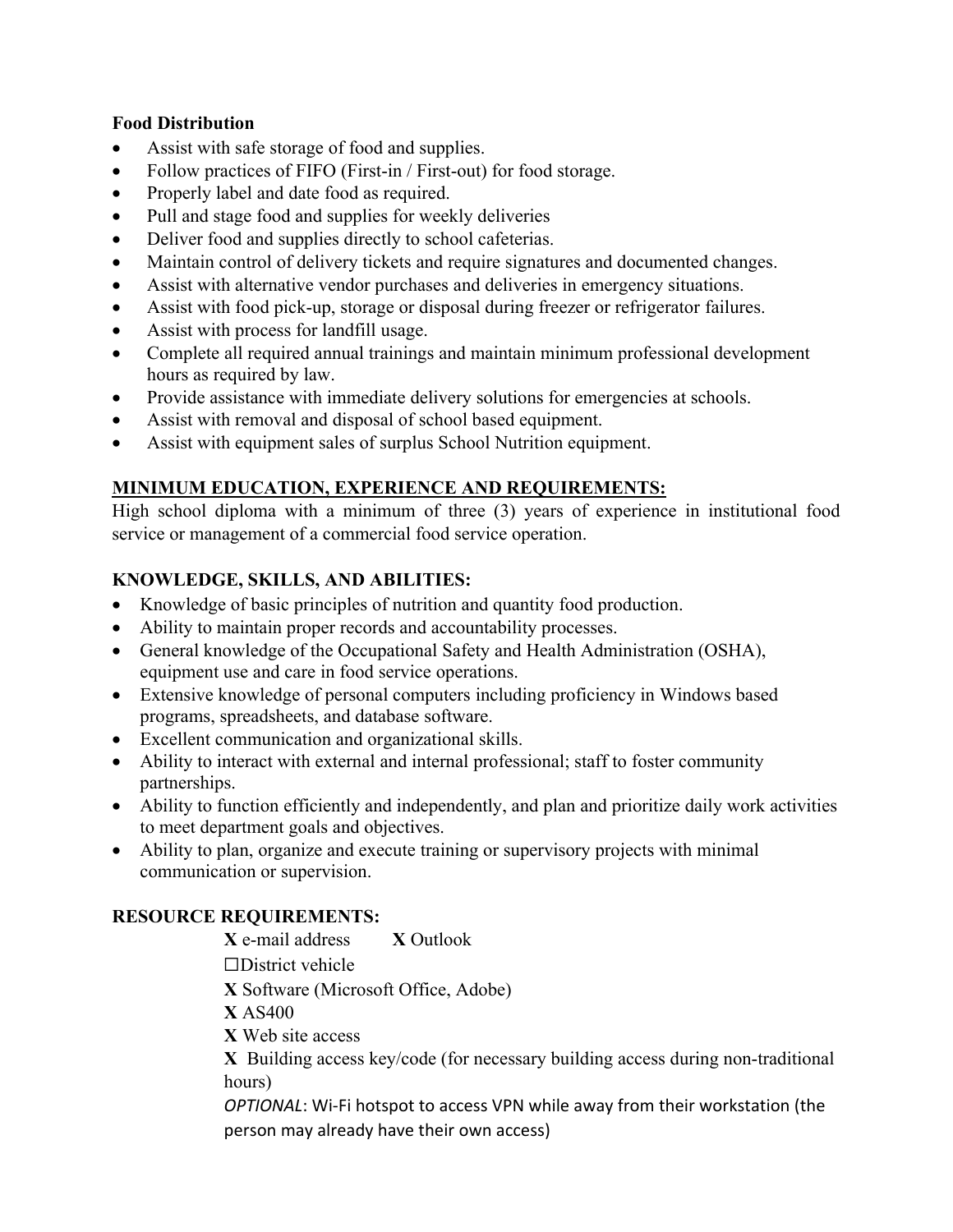**Food Distribution**

- Assist with safe storage of food and supplies.
- Follow practices of FIFO (First-in / First-out) for food storage.
- Properly label and date food as required.
- Pull and stage food and supplies for weekly deliveries
- Deliver food and supplies directly to school cafeterias.
- Maintain control of delivery tickets and require signatures and documented changes.
- Assist with alternative vendor purchases and deliveries in emergency situations.
- Assist with food pick-up, storage or disposal during freezer or refrigerator failures.
- Assist with process for landfill usage.
- Complete all required annual trainings and maintain minimum professional development hours as required by law.
- Provide assistance with immediate delivery solutions for emergencies at schools.
- Assist with removal and disposal of school based equipment.
- Assist with equipment sales of surplus School Nutrition equipment.

**MINIMUM EDUCATION, EXPERIENCE AND REQUIREMENTS:**

High school diploma with a minimum of three (3) years of experience in institutional food service or management of a commercial food service operation.

**KNOWLEDGE, SKILLS, AND ABILITIES:**

- Knowledge of basic principles of nutrition and quantity food production.
- Ability to maintain proper records and accountability processes.
- General knowledge of the Occupational Safety and Health Administration (OSHA), equipment use and care in food service operations.
- Extensive knowledge of personal computers including proficiency in Windows based programs, spreadsheets, and database software.
- Excellent communication and organizational skills.
- Ability to interact with external and internal professional; staff to foster community partnerships.
- Ability to function efficiently and independently, and plan and prioritize daily work activities to meet department goals and objectives.
- Ability to plan, organize and execute training or supervisory projects with minimal communication or supervision.

**RESOURCE REQUIREMENTS:**

**X** e-mail address **X** Outlook

☐District vehicle

**X** Software (Microsoft Office, Adobe)

**X** AS400

**X** Web site access

**X** Building access key/code (for necessary building access during non-traditional hours)

*OPTIONAL*: Wi-Fi hotspot to access VPN while away from their workstation (the person may already have their own access)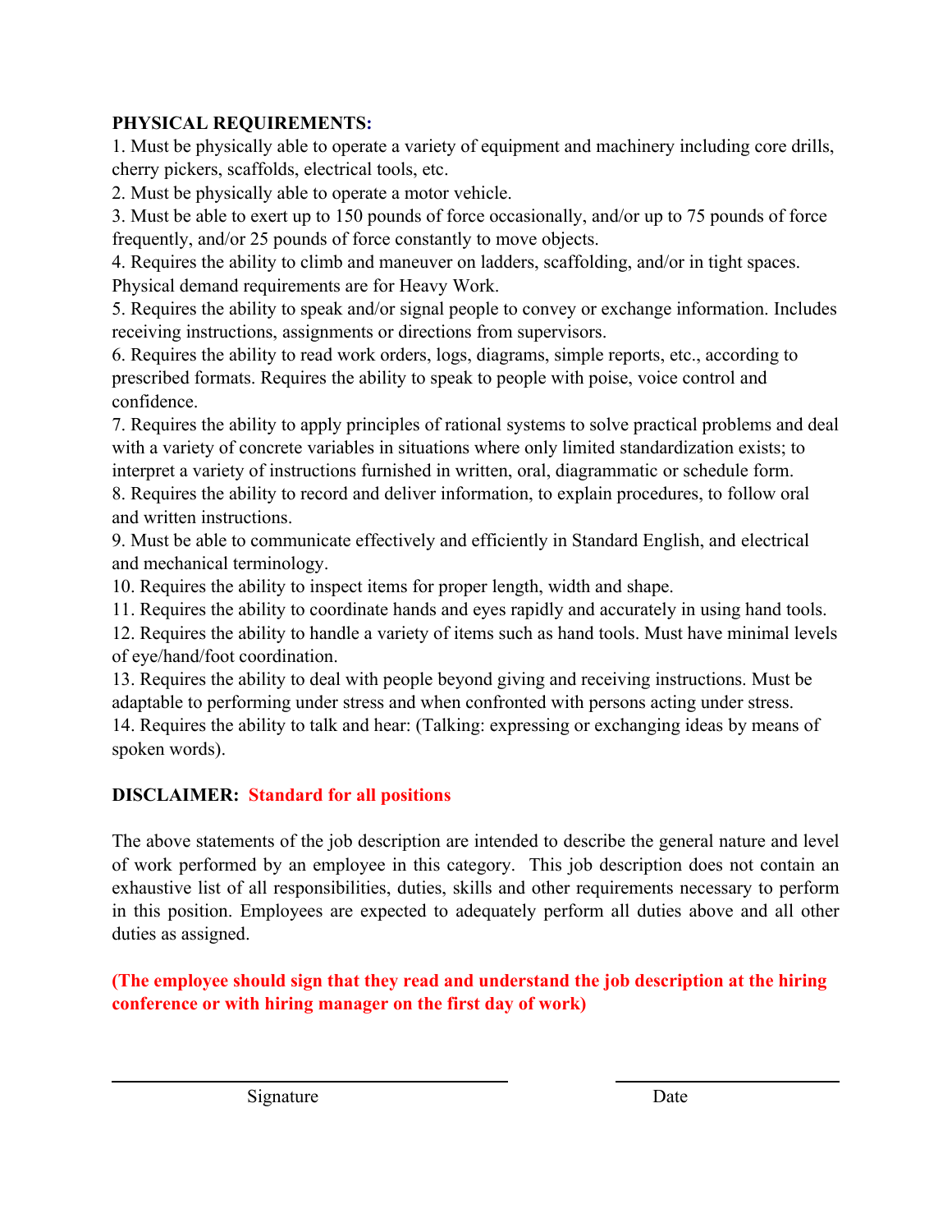**PHYSICAL REQUIREMENTS:**

1. Must be physically able to operate a variety of equipment and machinery including core drills, cherry pickers, scaffolds, electrical tools, etc.
2. Must be physically able to operate a motor vehicle.
3. Must be able to exert up to 150 pounds of force occasionally, and/or up to 75 pounds of force frequently, and/or 25 pounds of force constantly to move objects.
4. Requires the ability to climb and maneuver on ladders, scaffolding, and/or in tight spaces. Physical demand requirements are for Heavy Work.
5. Requires the ability to speak and/or signal people to convey or exchange information. Includes receiving instructions, assignments or directions from supervisors.
6. Requires the ability to read work orders, logs, diagrams, simple reports, etc., according to prescribed formats. Requires the ability to speak to people with poise, voice control and confidence.
7. Requires the ability to apply principles of rational systems to solve practical problems and deal with a variety of concrete variables in situations where only limited standardization exists; to interpret a variety of instructions furnished in written, oral, diagrammatic or schedule form.
8. Requires the ability to record and deliver information, to explain procedures, to follow oral and written instructions.
9. Must be able to communicate effectively and efficiently in Standard English, and electrical and mechanical terminology.
10. Requires the ability to inspect items for proper length, width and shape.
11. Requires the ability to coordinate hands and eyes rapidly and accurately in using hand tools.
12. Requires the ability to handle a variety of items such as hand tools. Must have minimal levels of eye/hand/foot coordination.
13. Requires the ability to deal with people beyond giving and receiving instructions. Must be adaptable to performing under stress and when confronted with persons acting under stress.
14. Requires the ability to talk and hear: (Talking: expressing or exchanging ideas by means of spoken words).

**DISCLAIMER: Standard for all positions**

The above statements of the job description are intended to describe the general nature and level of work performed by an employee in this category. This job description does not contain an exhaustive list of all responsibilities, duties, skills and other requirements necessary to perform in this position. Employees are expected to adequately perform all duties above and all other duties as assigned.

**(The employee should sign that they read and understand the job description at the hiring conference or with hiring manager on the first day of work)**

\_\_\_\_\_\_\_\_\_\_\_\_\_\_\_\_\_\_\_\_\_\_\_\_\_\_\_\_\_\_\_\_\_\_ \_\_\_\_\_\_\_\_\_\_\_\_\_\_\_\_\_\_\_\_

Signature Date